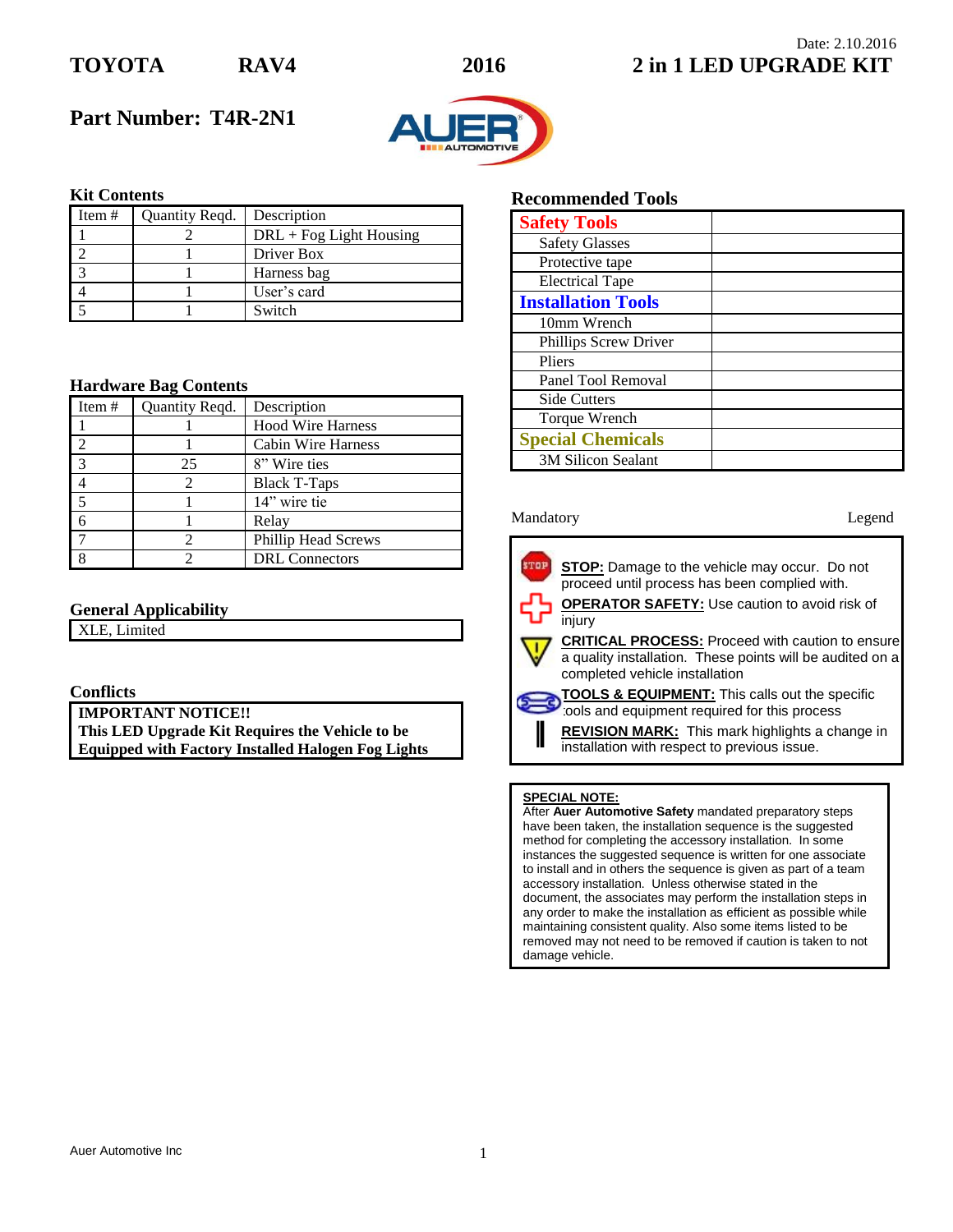Date: 2.10.2016

# TOYOTA RAV4 2016 2 in 1 LED UPGRADE KIT

## Part Number: T4R-2N1

### Kit Contents

| Item # | Quantity Reqd. | Description |
|---|---|---|
| 1 | 2 | DRL + Fog Light Housing |
| 2 | 1 | Driver Box |
| 3 | 1 | Harness bag |
| 4 | 1 | User's card |
| 5 | 1 | Switch |

### Hardware Bag Contents

| Item # | Quantity Reqd. | Description |
|---|---|---|
| 1 | 1 | Hood Wire Harness |
| 2 | 1 | Cabin Wire Harness |
| 3 | 25 | 8" Wire ties |
| 4 | 2 | Black T-Taps |
| 5 | 1 | 14" wire tie |
| 6 | 1 | Relay |
| 7 | 2 | Phillip Head Screws |
| 8 | 2 | DRL Connectors |

### General Applicability

| XLE, Limited |
|---|

### Conflicts

**IMPORTANT NOTICE!!**
**This LED Upgrade Kit Requires the Vehicle to be Equipped with Factory Installed Halogen Fog Lights**

### Recommended Tools

| Safety Tools | |
|---|---|
| Safety Glasses | |
| Protective tape | |
| Electrical Tape | |
| **Installation Tools** | |
| 10mm Wrench | |
| Phillips Screw Driver | |
| Pliers | |
| Panel Tool Removal | |
| Side Cutters | |
| Torque Wrench | |
| **Special Chemicals** | |
| 3M Silicon Sealant | |

Mandatory Legend

- **STOP:** Damage to the vehicle may occur. Do not proceed until process has been complied with.
- **OPERATOR SAFETY:** Use caution to avoid risk of injury
- **CRITICAL PROCESS:** Proceed with caution to ensure a quality installation. These points will be audited on a completed vehicle installation
- **TOOLS & EQUIPMENT:** This calls out the specific tools and equipment required for this process
- **REVISION MARK:** This mark highlights a change in installation with respect to previous issue.

**SPECIAL NOTE:**
After **Auer Automotive Safety** mandated preparatory steps have been taken, the installation sequence is the suggested method for completing the accessory installation. In some instances the suggested sequence is written for one associate to install and in others the sequence is given as part of a team accessory installation. Unless otherwise stated in the document, the associates may perform the installation steps in any order to make the installation as efficient as possible while maintaining consistent quality. Also some items listed to be removed may not need to be removed if caution is taken to not damage vehicle.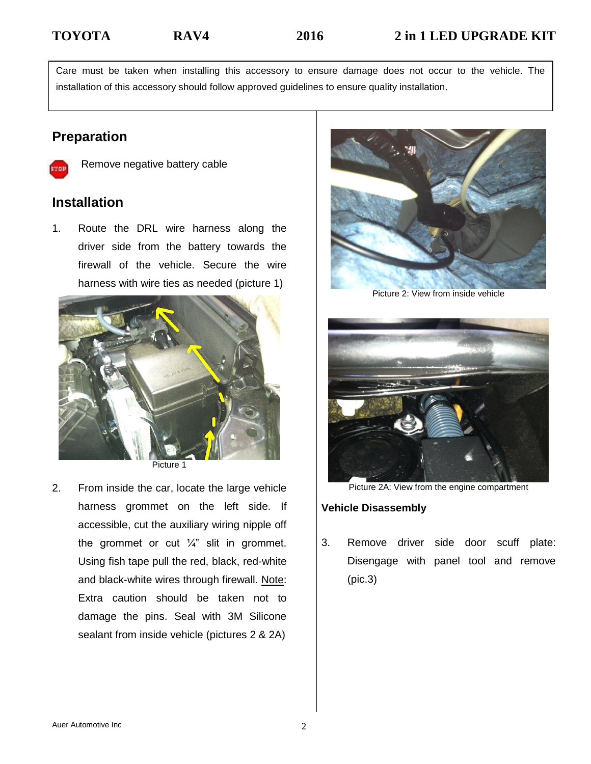Care must be taken when installing this accessory to ensure damage does not occur to the vehicle. The installation of this accessory should follow approved guidelines to ensure quality installation.

## Preparation

STOP Remove negative battery cable

## Installation

1. Route the DRL wire harness along the driver side from the battery towards the firewall of the vehicle. Secure the wire harness with wire ties as needed (picture 1)

Picture 1

2. From inside the car, locate the large vehicle harness grommet on the left side. If accessible, cut the auxiliary wiring nipple off the grommet or cut ¼" slit in grommet. Using fish tape pull the red, black, red-white and black-white wires through firewall. Note: Extra caution should be taken not to damage the pins. Seal with 3M Silicone sealant from inside vehicle (pictures 2 & 2A)

Picture 2: View from inside vehicle

Picture 2A: View from the engine compartment

### Vehicle Disassembly

3. Remove driver side door scuff plate: Disengage with panel tool and remove (pic.3)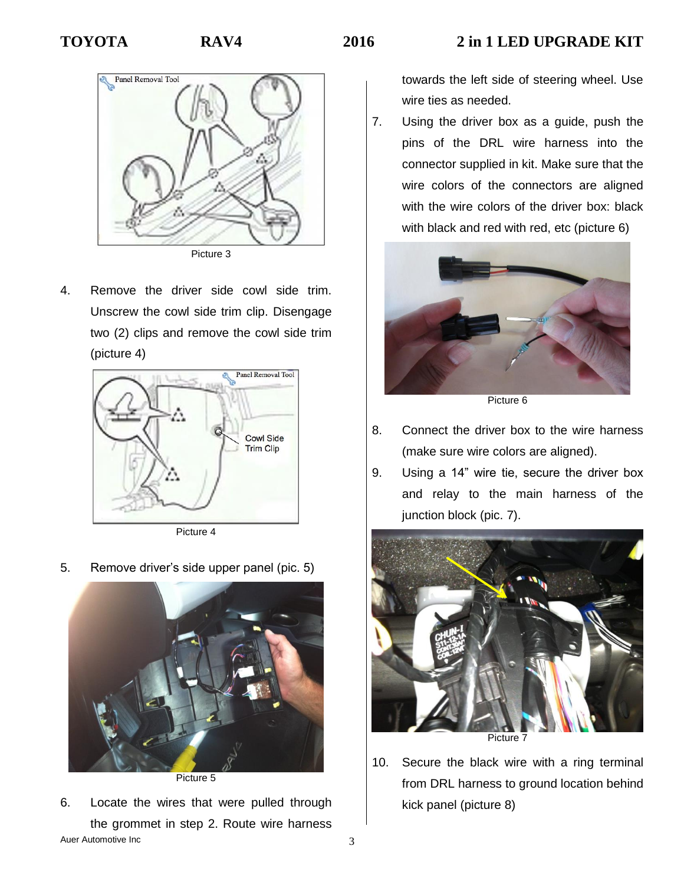Picture 3

4. Remove the driver side cowl side trim. Unscrew the cowl side trim clip. Disengage two (2) clips and remove the cowl side trim (picture 4)

Picture 4

5. Remove driver's side upper panel (pic. 5)

Picture 5

6. Locate the wires that were pulled through the grommet in step 2. Route wire harness towards the left side of steering wheel. Use wire ties as needed.

7. Using the driver box as a guide, push the pins of the DRL wire harness into the connector supplied in kit. Make sure that the wire colors of the connectors are aligned with the wire colors of the driver box: black with black and red with red, etc (picture 6)

Picture 6

8. Connect the driver box to the wire harness (make sure wire colors are aligned).

9. Using a 14" wire tie, secure the driver box and relay to the main harness of the junction block (pic. 7).

Picture 7

10. Secure the black wire with a ring terminal from DRL harness to ground location behind kick panel (picture 8)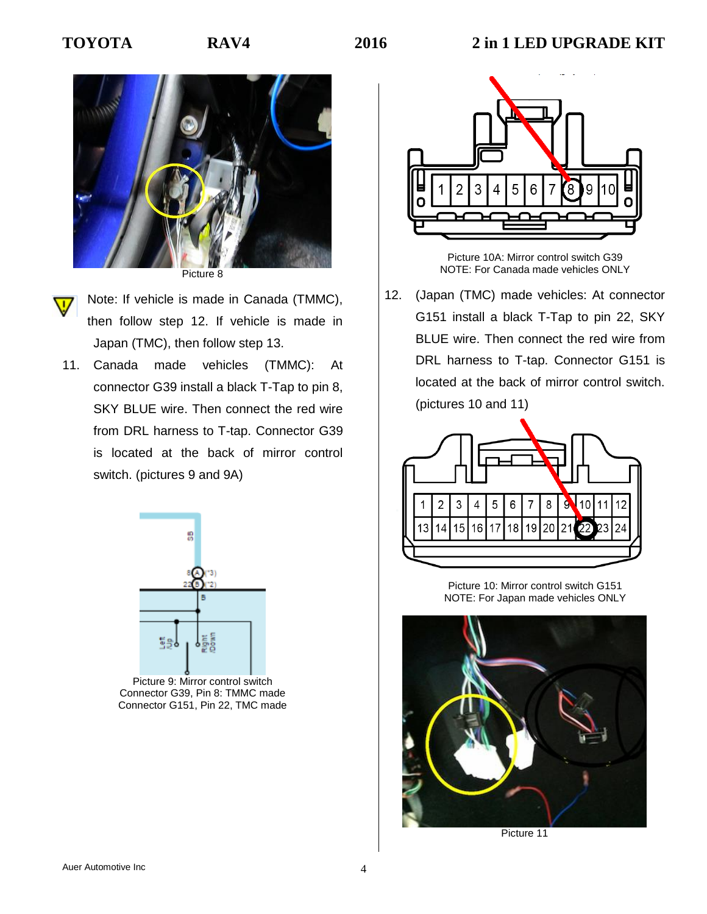Picture 8

Note: If vehicle is made in Canada (TMMC), then follow step 12. If vehicle is made in Japan (TMC), then follow step 13.

11. Canada made vehicles (TMMC): At connector G39 install a black T-Tap to pin 8, SKY BLUE wire. Then connect the red wire from DRL harness to T-tap. Connector G39 is located at the back of mirror control switch. (pictures 9 and 9A)

Picture 9: Mirror control switch
Connector G39, Pin 8: TMMC made
Connector G151, Pin 22, TMC made

Picture 10A: Mirror control switch G39
NOTE: For Canada made vehicles ONLY

12. (Japan (TMC) made vehicles: At connector G151 install a black T-Tap to pin 22, SKY BLUE wire. Then connect the red wire from DRL harness to T-tap. Connector G151 is located at the back of mirror control switch. (pictures 10 and 11)

Picture 10: Mirror control switch G151
NOTE: For Japan made vehicles ONLY

Picture 11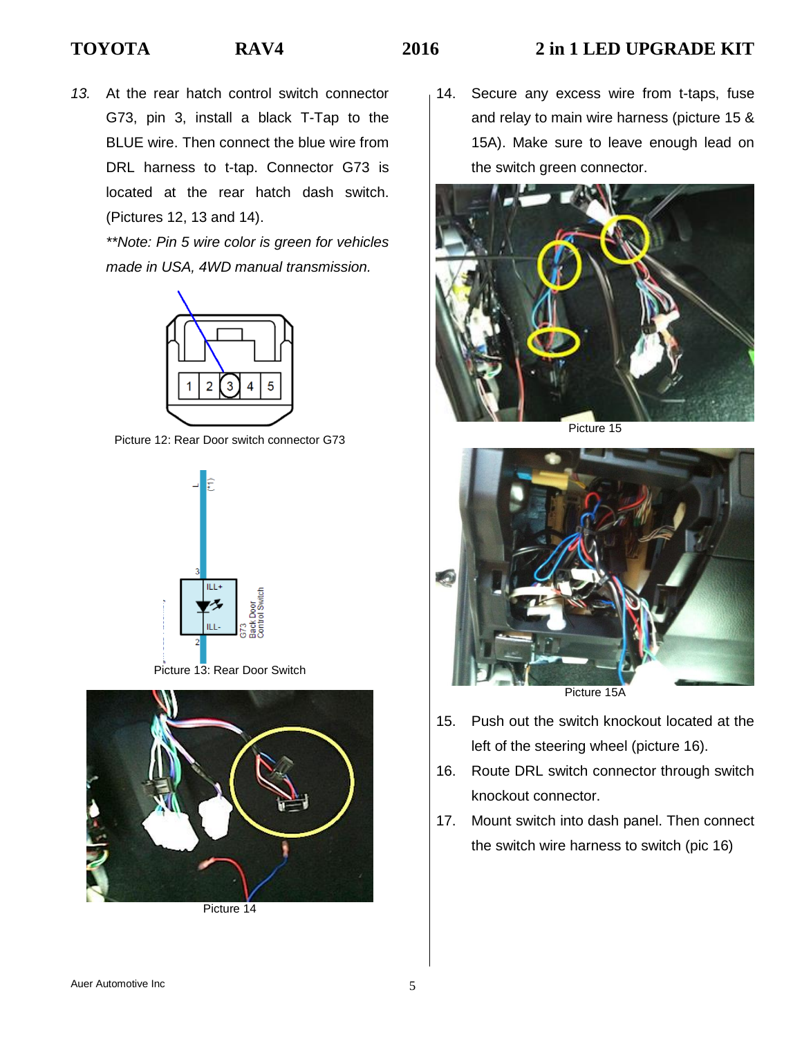13. At the rear hatch control switch connector G73, pin 3, install a black T-Tap to the BLUE wire. Then connect the blue wire from DRL harness to t-tap. Connector G73 is located at the rear hatch dash switch. (Pictures 12, 13 and 14).

    *\*\*Note: Pin 5 wire color is green for vehicles made in USA, 4WD manual transmission.*

Picture 12: Rear Door switch connector G73

Picture 13: Rear Door Switch

Picture 14

14. Secure any excess wire from t-taps, fuse and relay to main wire harness (picture 15 & 15A). Make sure to leave enough lead on the switch green connector.

Picture 15

Picture 15A

15. Push out the switch knockout located at the left of the steering wheel (picture 16).
16. Route DRL switch connector through switch knockout connector.
17. Mount switch into dash panel. Then connect the switch wire harness to switch (pic 16)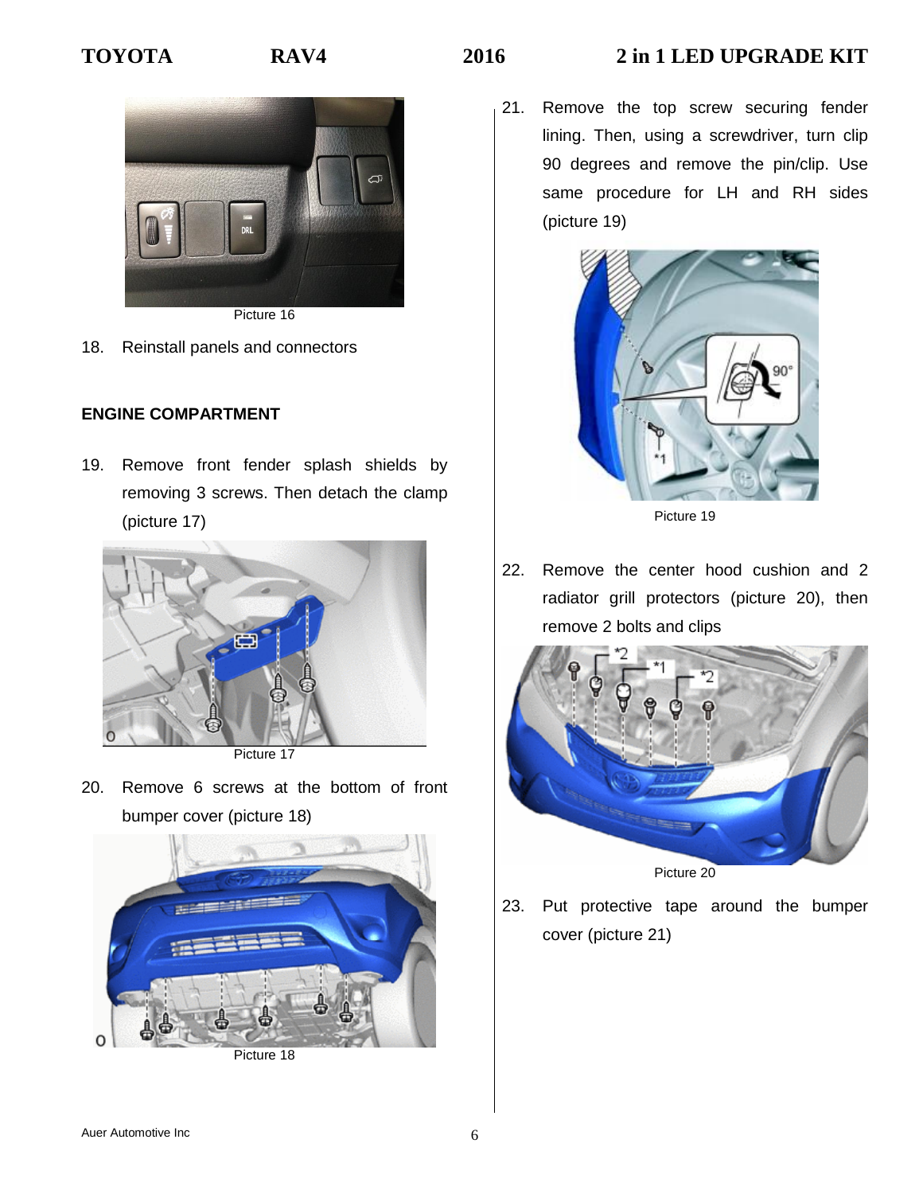Picture 16

18. Reinstall panels and connectors

## ENGINE COMPARTMENT

19. Remove front fender splash shields by removing 3 screws. Then detach the clamp (picture 17)

Picture 17

20. Remove 6 screws at the bottom of front bumper cover (picture 18)

Picture 18

21. Remove the top screw securing fender lining. Then, using a screwdriver, turn clip 90 degrees and remove the pin/clip. Use same procedure for LH and RH sides (picture 19)

Picture 19

22. Remove the center hood cushion and 2 radiator grill protectors (picture 20), then remove 2 bolts and clips

Picture 20

23. Put protective tape around the bumper cover (picture 21)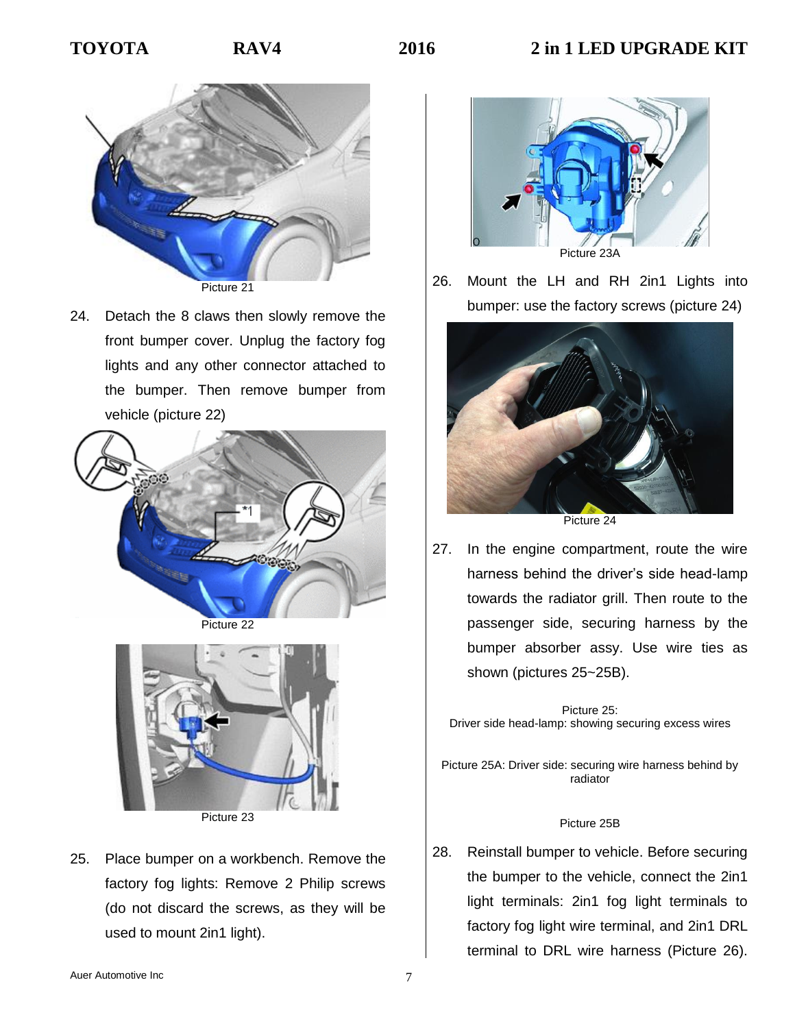Picture 21

24. Detach the 8 claws then slowly remove the front bumper cover. Unplug the factory fog lights and any other connector attached to the bumper. Then remove bumper from vehicle (picture 22)

Picture 22

Picture 23

25. Place bumper on a workbench. Remove the factory fog lights: Remove 2 Philip screws (do not discard the screws, as they will be used to mount 2in1 light).

Picture 23A

26. Mount the LH and RH 2in1 Lights into bumper: use the factory screws (picture 24)

Picture 24

27. In the engine compartment, route the wire harness behind the driver's side head-lamp towards the radiator grill. Then route to the passenger side, securing harness by the bumper absorber assy. Use wire ties as shown (pictures 25~25B).

Picture 25: Driver side head-lamp: showing securing excess wires

Picture 25A: Driver side: securing wire harness behind by radiator

Picture 25B

28. Reinstall bumper to vehicle. Before securing the bumper to the vehicle, connect the 2in1 light terminals: 2in1 fog light terminals to factory fog light wire terminal, and 2in1 DRL terminal to DRL wire harness (Picture 26).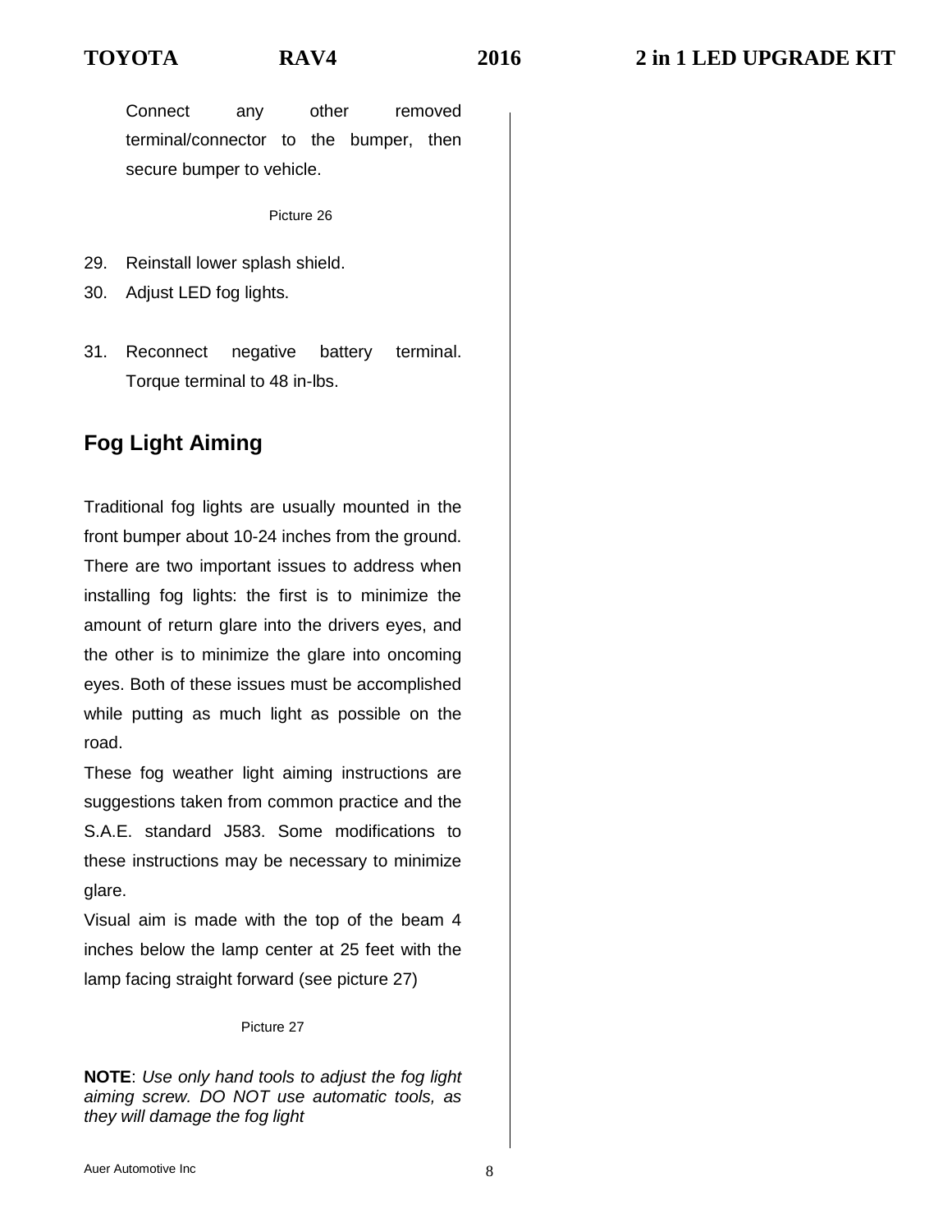Connect any other removed terminal/connector to the bumper, then secure bumper to vehicle.

Picture 26

29. Reinstall lower splash shield.
30. Adjust LED fog lights.
31. Reconnect negative battery terminal. Torque terminal to 48 in-lbs.

## Fog Light Aiming

Traditional fog lights are usually mounted in the front bumper about 10-24 inches from the ground. There are two important issues to address when installing fog lights: the first is to minimize the amount of return glare into the drivers eyes, and the other is to minimize the glare into oncoming eyes. Both of these issues must be accomplished while putting as much light as possible on the road.

These fog weather light aiming instructions are suggestions taken from common practice and the S.A.E. standard J583. Some modifications to these instructions may be necessary to minimize glare.

Visual aim is made with the top of the beam 4 inches below the lamp center at 25 feet with the lamp facing straight forward (see picture 27)

Picture 27

**NOTE**: *Use only hand tools to adjust the fog light aiming screw. DO NOT use automatic tools, as they will damage the fog light*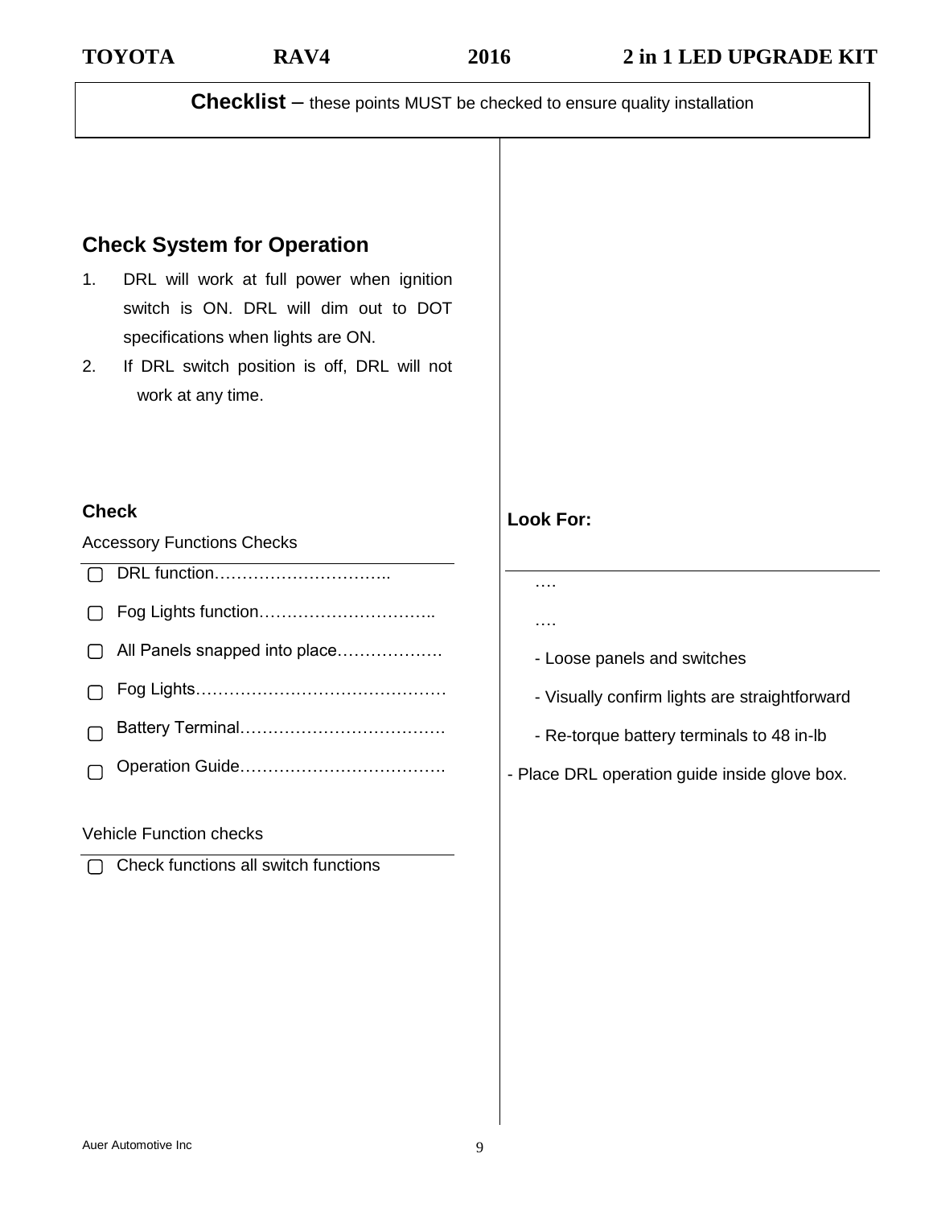## Checklist – these points MUST be checked to ensure quality installation

### Check System for Operation

1. DRL will work at full power when ignition switch is ON. DRL will dim out to DOT specifications when lights are ON.
2. If DRL switch position is off, DRL will not work at any time.

| Check | Look For: |
| --- | --- |
| **Accessory Functions Checks** | |
| ▢ DRL function………………………….. | …. |
| ▢ Fog Lights function………………………….. | …. |
| ▢ All Panels snapped into place………………. | - Loose panels and switches |
| ▢ Fog Lights………………………………………. | - Visually confirm lights are straightforward |
| ▢ Battery Terminal………………………………. | - Re-torque battery terminals to 48 in-lb |
| ▢ Operation Guide………………………………. | - Place DRL operation guide inside glove box. |
| **Vehicle Function checks** | |
| ▢ Check functions all switch functions | |